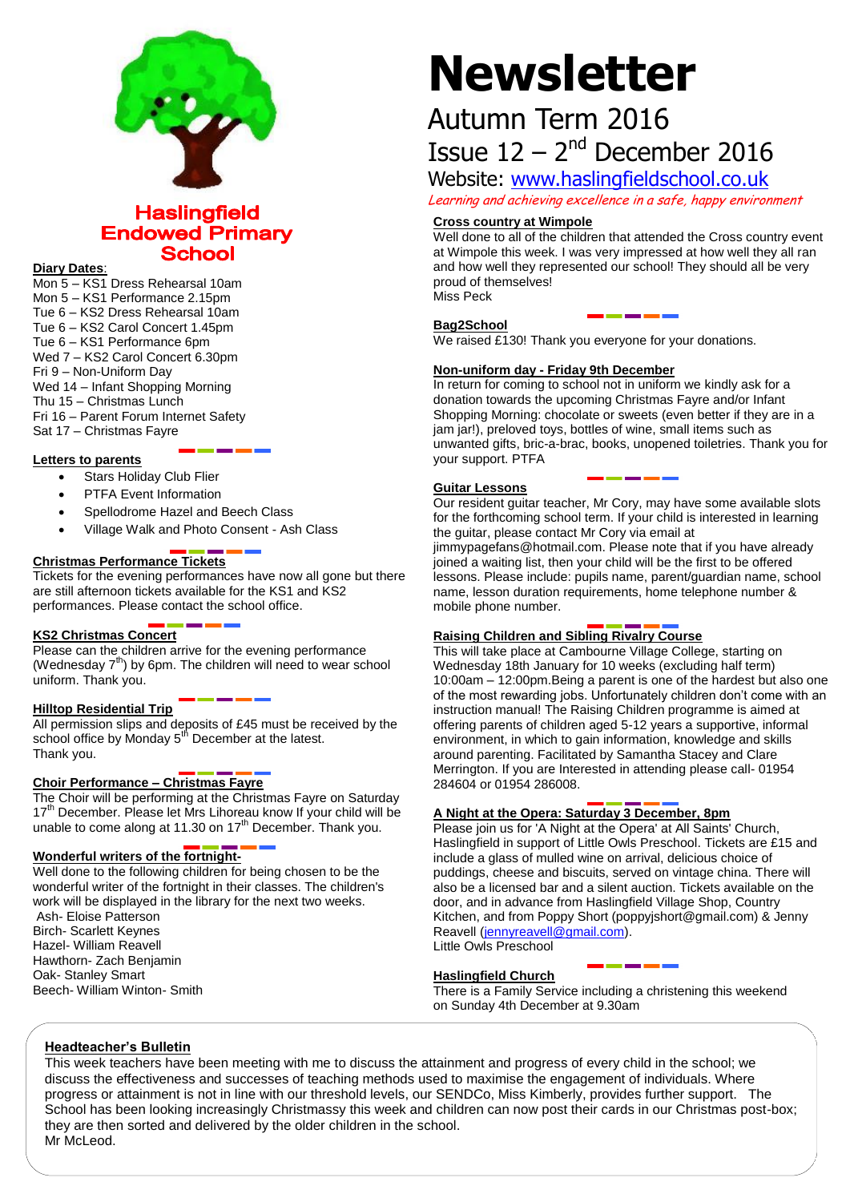# Newsletter

## Autumn Term 2016

## Issue 12 – 2nd December 2016

Website: www.haslingfieldschool.co.uk

*Learning and achieving excellence in a safe, happy environment*

**Haslingfield Endowed Primary School**

### Diary Dates:

Mon 5 – KS1 Dress Rehearsal 10am
Mon 5 – KS1 Performance 2.15pm
Tue 6 – KS2 Dress Rehearsal 10am
Tue 6 – KS2 Carol Concert 1.45pm
Tue 6 – KS1 Performance 6pm
Wed 7 – KS2 Carol Concert 6.30pm
Fri 9 – Non-Uniform Day
Wed 14 – Infant Shopping Morning
Thu 15 – Christmas Lunch
Fri 16 – Parent Forum Internet Safety
Sat 17 – Christmas Fayre

### Letters to parents

- Stars Holiday Club Flier
- PTFA Event Information
- Spellodrome Hazel and Beech Class
- Village Walk and Photo Consent - Ash Class

### Christmas Performance Tickets

Tickets for the evening performances have now all gone but there are still afternoon tickets available for the KS1 and KS2 performances. Please contact the school office.

### KS2 Christmas Concert

Please can the children arrive for the evening performance (Wednesday 7th) by 6pm. The children will need to wear school uniform. Thank you.

### Hilltop Residential Trip

All permission slips and deposits of £45 must be received by the school office by Monday 5th December at the latest.
Thank you.

### Choir Performance – Christmas Fayre

The Choir will be performing at the Christmas Fayre on Saturday 17th December. Please let Mrs Lihoreau know If your child will be unable to come along at 11.30 on 17th December. Thank you.

### Wonderful writers of the fortnight-

Well done to the following children for being chosen to be the wonderful writer of the fortnight in their classes. The children's work will be displayed in the library for the next two weeks.
Ash- Eloise Patterson
Birch- Scarlett Keynes
Hazel- William Reavell
Hawthorn- Zach Benjamin
Oak- Stanley Smart
Beech- William Winton- Smith

### Cross country at Wimpole

Well done to all of the children that attended the Cross country event at Wimpole this week. I was very impressed at how well they all ran and how well they represented our school! They should all be very proud of themselves!
Miss Peck

### Bag2School

We raised £130! Thank you everyone for your donations.

### Non-uniform day - Friday 9th December

In return for coming to school not in uniform we kindly ask for a donation towards the upcoming Christmas Fayre and/or Infant Shopping Morning: chocolate or sweets (even better if they are in a jam jar!), preloved toys, bottles of wine, small items such as unwanted gifts, bric-a-brac, books, unopened toiletries. Thank you for your support. PTFA

### Guitar Lessons

Our resident guitar teacher, Mr Cory, may have some available slots for the forthcoming school term. If your child is interested in learning the guitar, please contact Mr Cory via email at jimmypagefans@hotmail.com. Please note that if you have already joined a waiting list, then your child will be the first to be offered lessons. Please include: pupils name, parent/guardian name, school name, lesson duration requirements, home telephone number & mobile phone number.

### Raising Children and Sibling Rivalry Course

This will take place at Cambourne Village College, starting on Wednesday 18th January for 10 weeks (excluding half term) 10:00am – 12:00pm.Being a parent is one of the hardest but also one of the most rewarding jobs. Unfortunately children don't come with an instruction manual! The Raising Children programme is aimed at offering parents of children aged 5-12 years a supportive, informal environment, in which to gain information, knowledge and skills around parenting. Facilitated by Samantha Stacey and Clare Merrington. If you are Interested in attending please call- 01954 284604 or 01954 286008.

### A Night at the Opera: Saturday 3 December, 8pm

Please join us for 'A Night at the Opera' at All Saints' Church, Haslingfield in support of Little Owls Preschool. Tickets are £15 and include a glass of mulled wine on arrival, delicious choice of puddings, cheese and biscuits, served on vintage china. There will also be a licensed bar and a silent auction. Tickets available on the door, and in advance from Haslingfield Village Shop, Country Kitchen, and from Poppy Short (poppyjshort@gmail.com) & Jenny Reavell (jennyreavell@gmail.com).
Little Owls Preschool

### Haslingfield Church

There is a Family Service including a christening this weekend on Sunday 4th December at 9.30am

### Headteacher's Bulletin

This week teachers have been meeting with me to discuss the attainment and progress of every child in the school; we discuss the effectiveness and successes of teaching methods used to maximise the engagement of individuals. Where progress or attainment is not in line with our threshold levels, our SENDCo, Miss Kimberly, provides further support. The School has been looking increasingly Christmassy this week and children can now post their cards in our Christmas post-box; they are then sorted and delivered by the older children in the school.
Mr McLeod.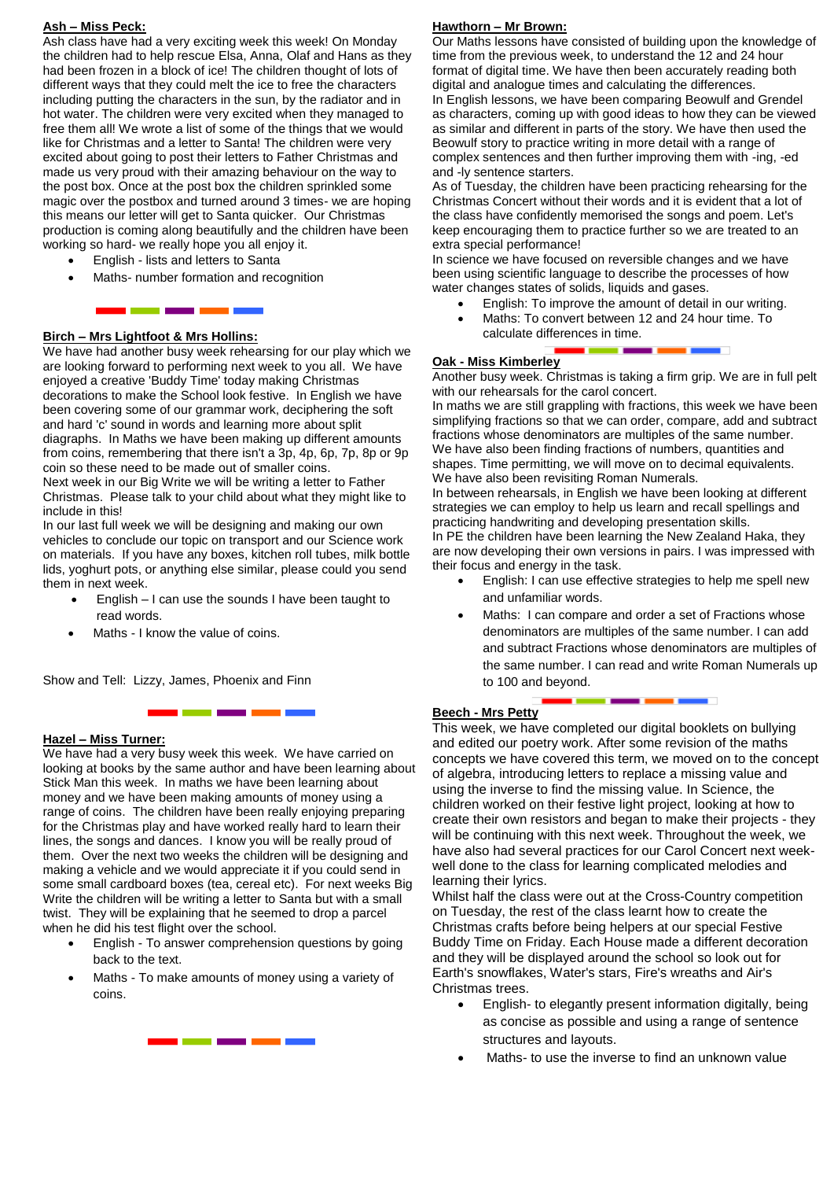**Ash – Miss Peck:**

Ash class have had a very exciting week this week! On Monday the children had to help rescue Elsa, Anna, Olaf and Hans as they had been frozen in a block of ice! The children thought of lots of different ways that they could melt the ice to free the characters including putting the characters in the sun, by the radiator and in hot water. The children were very excited when they managed to free them all! We wrote a list of some of the things that we would like for Christmas and a letter to Santa! The children were very excited about going to post their letters to Father Christmas and made us very proud with their amazing behaviour on the way to the post box. Once at the post box the children sprinkled some magic over the postbox and turned around 3 times- we are hoping this means our letter will get to Santa quicker. Our Christmas production is coming along beautifully and the children have been working so hard- we really hope you all enjoy it.

- English - lists and letters to Santa
- Maths- number formation and recognition

**Birch – Mrs Lightfoot & Mrs Hollins:**

We have had another busy week rehearsing for our play which we are looking forward to performing next week to you all. We have enjoyed a creative 'Buddy Time' today making Christmas decorations to make the School look festive. In English we have been covering some of our grammar work, deciphering the soft and hard 'c' sound in words and learning more about split diagraphs. In Maths we have been making up different amounts from coins, remembering that there isn't a 3p, 4p, 6p, 7p, 8p or 9p coin so these need to be made out of smaller coins.

Next week in our Big Write we will be writing a letter to Father Christmas. Please talk to your child about what they might like to include in this!

In our last full week we will be designing and making our own vehicles to conclude our topic on transport and our Science work on materials. If you have any boxes, kitchen roll tubes, milk bottle lids, yoghurt pots, or anything else similar, please could you send them in next week.

- English – I can use the sounds I have been taught to read words.
- Maths - I know the value of coins.

Show and Tell: Lizzy, James, Phoenix and Finn

**Hazel – Miss Turner:**

We have had a very busy week this week. We have carried on looking at books by the same author and have been learning about Stick Man this week. In maths we have been learning about money and we have been making amounts of money using a range of coins. The children have been really enjoying preparing for the Christmas play and have worked really hard to learn their lines, the songs and dances. I know you will be really proud of them. Over the next two weeks the children will be designing and making a vehicle and we would appreciate it if you could send in some small cardboard boxes (tea, cereal etc). For next weeks Big Write the children will be writing a letter to Santa but with a small twist. They will be explaining that he seemed to drop a parcel when he did his test flight over the school.

- English - To answer comprehension questions by going back to the text.
- Maths - To make amounts of money using a variety of coins.

**Hawthorn – Mr Brown:**

Our Maths lessons have consisted of building upon the knowledge of time from the previous week, to understand the 12 and 24 hour format of digital time. We have then been accurately reading both digital and analogue times and calculating the differences.

In English lessons, we have been comparing Beowulf and Grendel as characters, coming up with good ideas to how they can be viewed as similar and different in parts of the story. We have then used the Beowulf story to practice writing in more detail with a range of complex sentences and then further improving them with -ing, -ed and -ly sentence starters.

As of Tuesday, the children have been practicing rehearsing for the Christmas Concert without their words and it is evident that a lot of the class have confidently memorised the songs and poem. Let's keep encouraging them to practice further so we are treated to an extra special performance!

In science we have focused on reversible changes and we have been using scientific language to describe the processes of how water changes states of solids, liquids and gases.

- English: To improve the amount of detail in our writing.
- Maths: To convert between 12 and 24 hour time. To calculate differences in time.

**Oak - Miss Kimberley**

Another busy week. Christmas is taking a firm grip. We are in full pelt with our rehearsals for the carol concert.

In maths we are still grappling with fractions, this week we have been simplifying fractions so that we can order, compare, add and subtract fractions whose denominators are multiples of the same number. We have also been finding fractions of numbers, quantities and shapes. Time permitting, we will move on to decimal equivalents. We have also been revisiting Roman Numerals.

In between rehearsals, in English we have been looking at different strategies we can employ to help us learn and recall spellings and practicing handwriting and developing presentation skills.

In PE the children have been learning the New Zealand Haka, they are now developing their own versions in pairs. I was impressed with their focus and energy in the task.

- English: I can use effective strategies to help me spell new and unfamiliar words.
- Maths: I can compare and order a set of Fractions whose denominators are multiples of the same number. I can add and subtract Fractions whose denominators are multiples of the same number. I can read and write Roman Numerals up to 100 and beyond.

**Beech - Mrs Petty**

This week, we have completed our digital booklets on bullying and edited our poetry work. After some revision of the maths concepts we have covered this term, we moved on to the concept of algebra, introducing letters to replace a missing value and using the inverse to find the missing value. In Science, the children worked on their festive light project, looking at how to create their own resistors and began to make their projects - they will be continuing with this next week. Throughout the week, we have also had several practices for our Carol Concert next week- well done to the class for learning complicated melodies and learning their lyrics.

Whilst half the class were out at the Cross-Country competition on Tuesday, the rest of the class learnt how to create the Christmas crafts before being helpers at our special Festive Buddy Time on Friday. Each House made a different decoration and they will be displayed around the school so look out for Earth's snowflakes, Water's stars, Fire's wreaths and Air's Christmas trees.

- English- to elegantly present information digitally, being as concise as possible and using a range of sentence structures and layouts.
- Maths- to use the inverse to find an unknown value